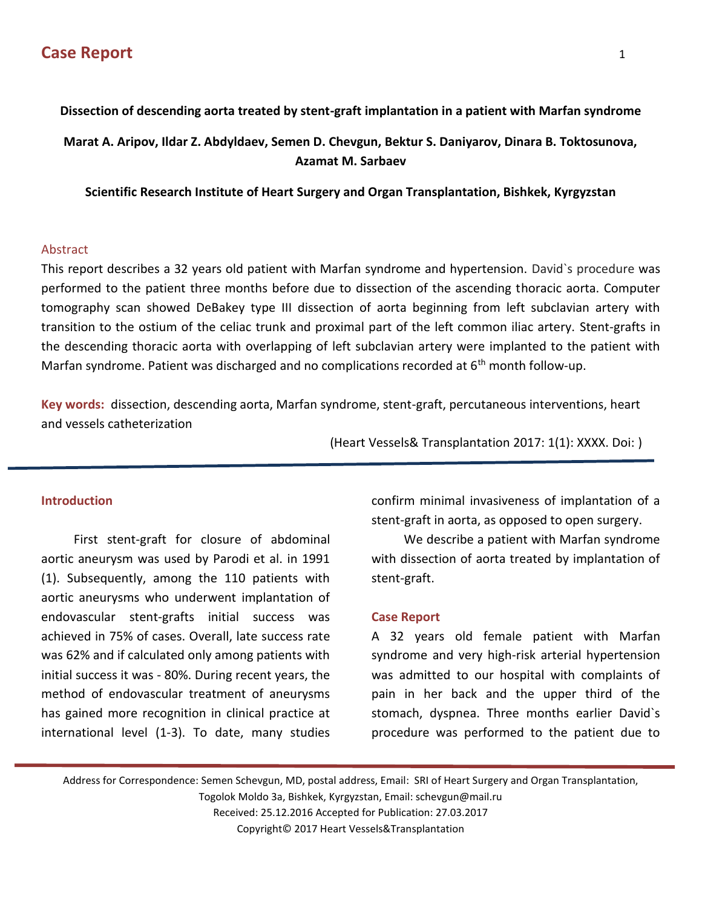# Dissection of descending aorta treated by stent-graft implantation in a patient with Marfan syndrome

**Marat A. Aripov, Ildar Z. Abdyldaev, Semen D. Chevgun, Bektur S. Daniyarov, Dinara B. Toktosunova, Azamat M. Sarbaev**

**Scientific Research Institute of Heart Surgery and Organ Transplantation, Bishkek, Kyrgyzstan**

## Abstract

This report describes a 32 years old patient with Marfan syndrome and hypertension. David`s procedure was performed to the patient three months before due to dissection of the ascending thoracic aorta. Computer tomography scan showed DeBakey type III dissection of aorta beginning from left subclavian artery with transition to the ostium of the celiac trunk and proximal part of the left common iliac artery. Stent-grafts in the descending thoracic aorta with overlapping of left subclavian artery were implanted to the patient with Marfan syndrome. Patient was discharged and no complications recorded at 6th month follow-up.

**Key words:** dissection, descending aorta, Marfan syndrome, stent-graft, percutaneous interventions, heart and vessels catheterization

(Heart Vessels& Transplantation 2017: 1(1): XXXX. Doi: )

## Introduction

First stent-graft for closure of abdominal aortic aneurysm was used by Parodi et al. in 1991 (1). Subsequently, among the 110 patients with aortic aneurysms who underwent implantation of endovascular stent-grafts initial success was achieved in 75% of cases. Overall, late success rate was 62% and if calculated only among patients with initial success it was - 80%. During recent years, the method of endovascular treatment of aneurysms has gained more recognition in clinical practice at international level (1-3). To date, many studies confirm minimal invasiveness of implantation of a stent-graft in aorta, as opposed to open surgery.

We describe a patient with Marfan syndrome with dissection of aorta treated by implantation of stent-graft.

## Case Report

A 32 years old female patient with Marfan syndrome and very high-risk arterial hypertension was admitted to our hospital with complaints of pain in her back and the upper third of the stomach, dyspnea. Three months earlier David`s procedure was performed to the patient due to

Address for Correspondence: Semen Schevgun, MD, postal address, Email: SRI of Heart Surgery and Organ Transplantation, Togolok Moldo 3a, Bishkek, Kyrgyzstan, Email: schevgun@mail.ru
Received: 25.12.2016 Accepted for Publication: 27.03.2017
Copyright© 2017 Heart Vessels&Transplantation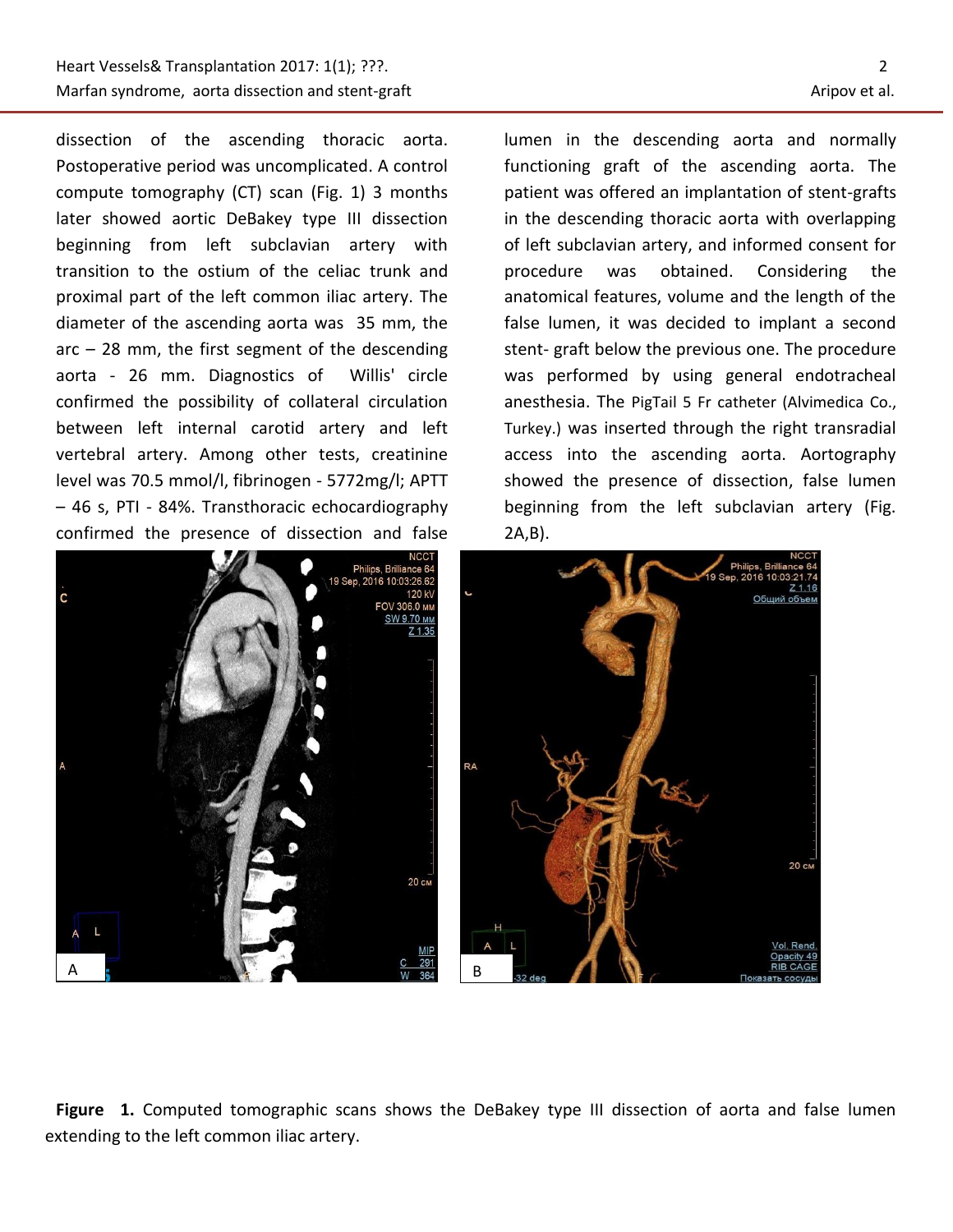dissection of the ascending thoracic aorta. Postoperative period was uncomplicated. A control compute tomography (CT) scan (Fig. 1) 3 months later showed aortic DeBakey type III dissection beginning from left subclavian artery with transition to the ostium of the celiac trunk and proximal part of the left common iliac artery. The diameter of the ascending aorta was 35 mm, the arc – 28 mm, the first segment of the descending aorta - 26 mm. Diagnostics of Willis' circle confirmed the possibility of collateral circulation between left internal carotid artery and left vertebral artery. Among other tests, creatinine level was 70.5 mmol/l, fibrinogen - 5772mg/l; APTT – 46 s, PTI - 84%. Transthoracic echocardiography confirmed the presence of dissection and false lumen in the descending aorta and normally functioning graft of the ascending aorta. The patient was offered an implantation of stent-grafts in the descending thoracic aorta with overlapping of left subclavian artery, and informed consent for procedure was obtained. Considering the anatomical features, volume and the length of the false lumen, it was decided to implant a second stent- graft below the previous one. The procedure was performed by using general endotracheal anesthesia. The PigTail 5 Fr catheter (Alvimedica Co., Turkey.) was inserted through the right transradial access into the ascending aorta. Aortography showed the presence of dissection, false lumen beginning from the left subclavian artery (Fig. 2A,B).

**Figure 1.** Computed tomographic scans shows the DeBakey type III dissection of aorta and false lumen extending to the left common iliac artery.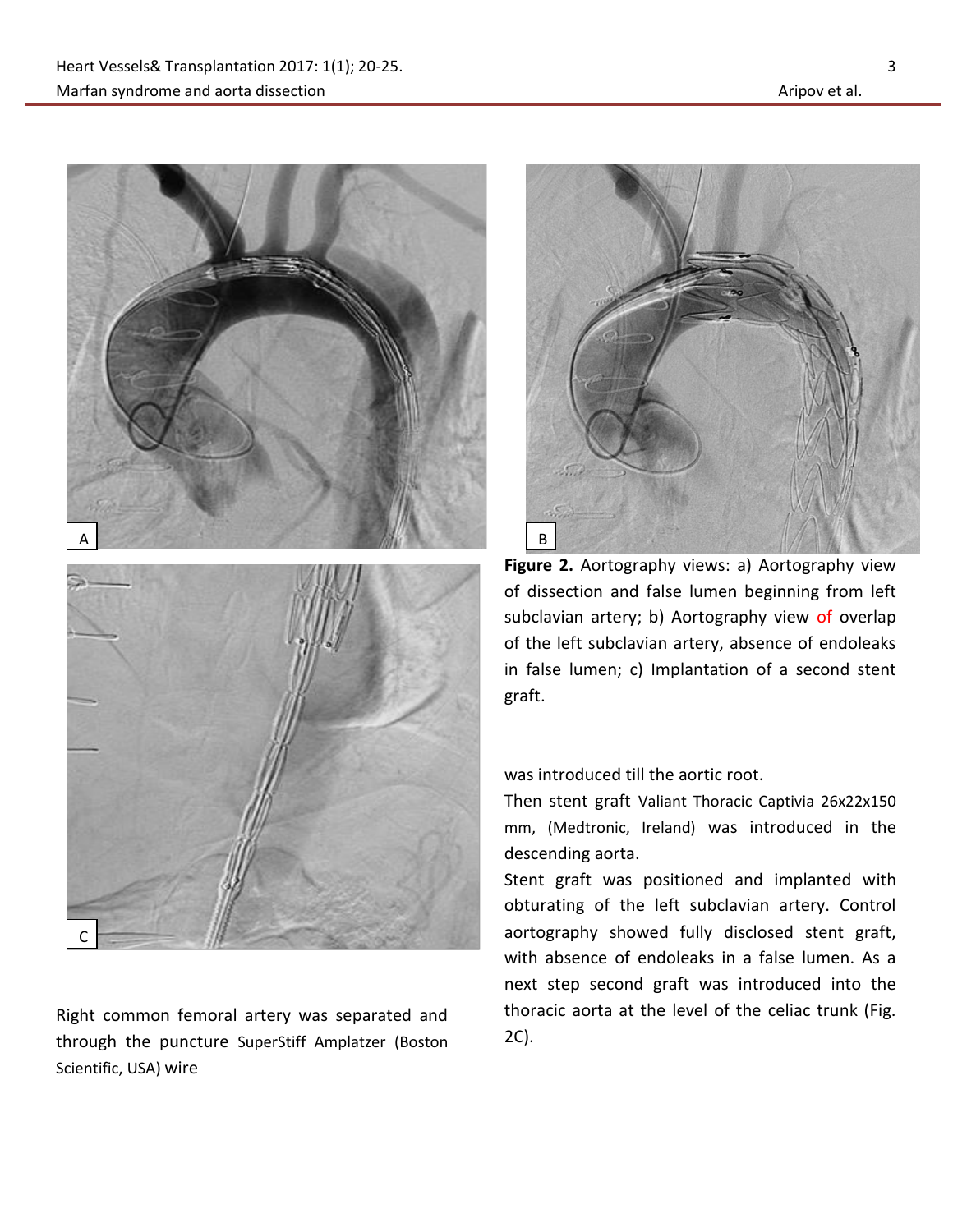**Figure 2.** Aortography views: a) Aortography view of dissection and false lumen beginning from left subclavian artery; b) Aortography view of overlap of the left subclavian artery, absence of endoleaks in false lumen; c) Implantation of a second stent graft.

Right common femoral artery was separated and through the puncture SuperStiff Amplatzer (Boston Scientific, USA) wire was introduced till the aortic root.

Then stent graft Valiant Thoracic Captivia 26x22x150 mm, (Medtronic, Ireland) was introduced in the descending aorta.

Stent graft was positioned and implanted with obturating of the left subclavian artery. Control aortography showed fully disclosed stent graft, with absence of endoleaks in a false lumen. As a next step second graft was introduced into the thoracic aorta at the level of the celiac trunk (Fig. 2C).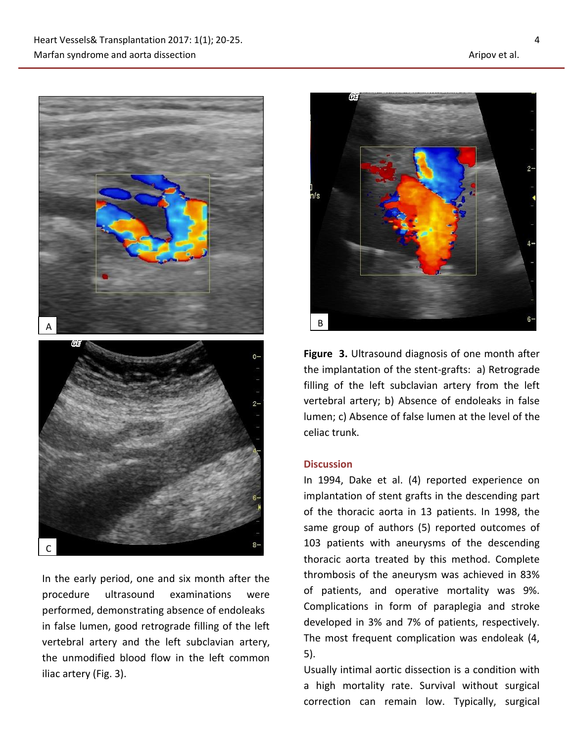In the early period, one and six month after the procedure ultrasound examinations were performed, demonstrating absence of endoleaks in false lumen, good retrograde filling of the left vertebral artery and the left subclavian artery, the unmodified blood flow in the left common iliac artery (Fig. 3).

**Figure 3.** Ultrasound diagnosis of one month after the implantation of the stent-grafts: a) Retrograde filling of the left subclavian artery from the left vertebral artery; b) Absence of endoleaks in false lumen; c) Absence of false lumen at the level of the celiac trunk.

## Discussion

In 1994, Dake et al. (4) reported experience on implantation of stent grafts in the descending part of the thoracic aorta in 13 patients. In 1998, the same group of authors (5) reported outcomes of 103 patients with aneurysms of the descending thoracic aorta treated by this method. Complete thrombosis of the aneurysm was achieved in 83% of patients, and operative mortality was 9%. Complications in form of paraplegia and stroke developed in 3% and 7% of patients, respectively. The most frequent complication was endoleak (4, 5).

Usually intimal aortic dissection is a condition with a high mortality rate. Survival without surgical correction can remain low. Typically, surgical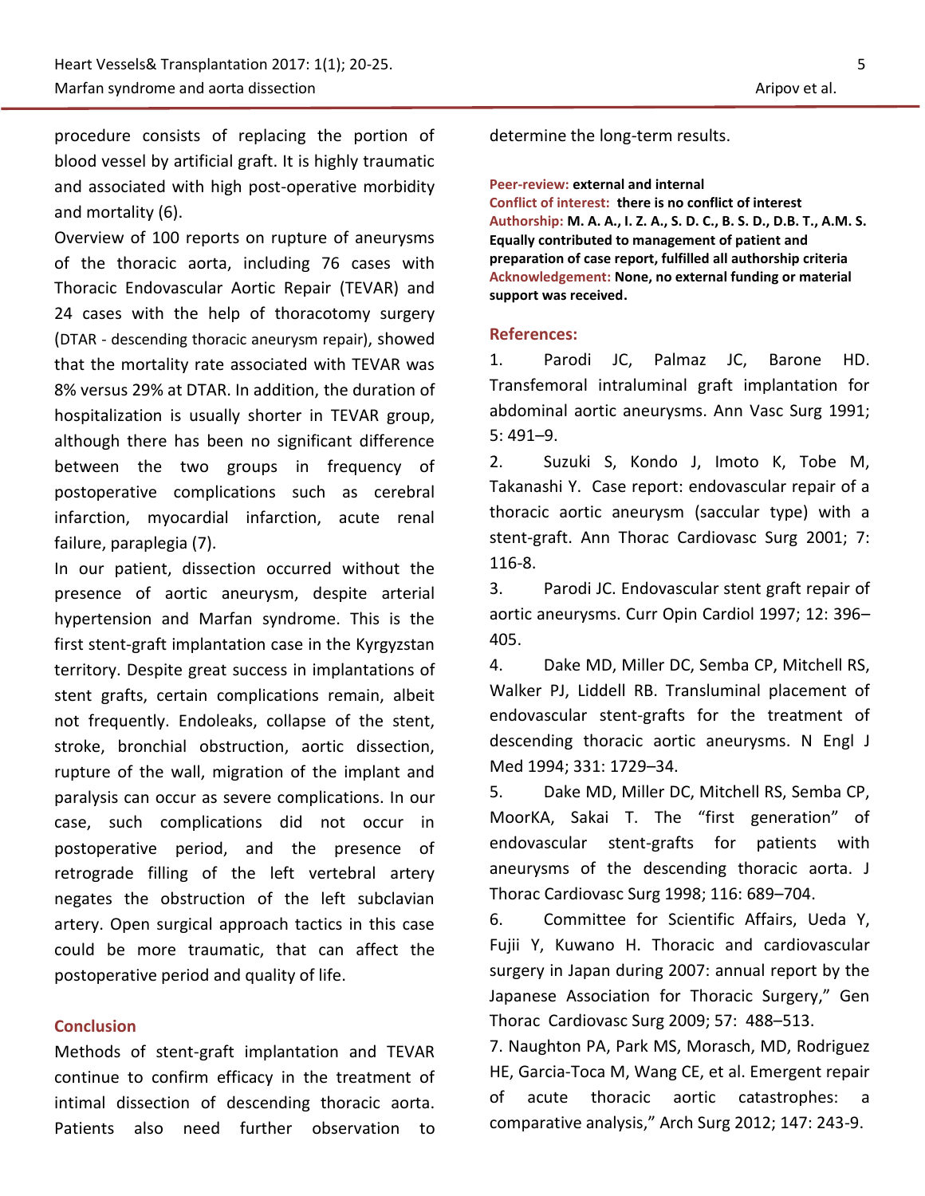procedure consists of replacing the portion of blood vessel by artificial graft. It is highly traumatic and associated with high post-operative morbidity and mortality (6).

Overview of 100 reports on rupture of aneurysms of the thoracic aorta, including 76 cases with Thoracic Endovascular Aortic Repair (TEVAR) and 24 cases with the help of thoracotomy surgery (DTAR - descending thoracic aneurysm repair), showed that the mortality rate associated with TEVAR was 8% versus 29% at DTAR. In addition, the duration of hospitalization is usually shorter in TEVAR group, although there has been no significant difference between the two groups in frequency of postoperative complications such as cerebral infarction, myocardial infarction, acute renal failure, paraplegia (7).

In our patient, dissection occurred without the presence of aortic aneurysm, despite arterial hypertension and Marfan syndrome. This is the first stent-graft implantation case in the Kyrgyzstan territory. Despite great success in implantations of stent grafts, certain complications remain, albeit not frequently. Endoleaks, collapse of the stent, stroke, bronchial obstruction, aortic dissection, rupture of the wall, migration of the implant and paralysis can occur as severe complications. In our case, such complications did not occur in postoperative period, and the presence of retrograde filling of the left vertebral artery negates the obstruction of the left subclavian artery. Open surgical approach tactics in this case could be more traumatic, that can affect the postoperative period and quality of life.

## Conclusion

Methods of stent-graft implantation and TEVAR continue to confirm efficacy in the treatment of intimal dissection of descending thoracic aorta. Patients also need further observation to determine the long-term results.

**Peer-review:** **external and internal**
**Conflict of interest:** **there is no conflict of interest**
**Authorship:** **M. A. A., I. Z. A., S. D. C., B. S. D., D.B. T., A.M. S. Equally contributed to management of patient and preparation of case report, fulfilled all authorship criteria**
**Acknowledgement:** **None, no external funding or material support was received.**

## References:

1. Parodi JC, Palmaz JC, Barone HD. Transfemoral intraluminal graft implantation for abdominal aortic aneurysms. Ann Vasc Surg 1991; 5: 491–9.
2. Suzuki S, Kondo J, Imoto K, Tobe M, Takanashi Y. Case report: endovascular repair of a thoracic aortic aneurysm (saccular type) with a stent-graft. Ann Thorac Cardiovasc Surg 2001; 7: 116-8.
3. Parodi JC. Endovascular stent graft repair of aortic aneurysms. Curr Opin Cardiol 1997; 12: 396–405.
4. Dake MD, Miller DC, Semba CP, Mitchell RS, Walker PJ, Liddell RB. Transluminal placement of endovascular stent-grafts for the treatment of descending thoracic aortic aneurysms. N Engl J Med 1994; 331: 1729–34.
5. Dake MD, Miller DC, Mitchell RS, Semba CP, MoorKA, Sakai T. The "first generation" of endovascular stent-grafts for patients with aneurysms of the descending thoracic aorta. J Thorac Cardiovasc Surg 1998; 116: 689–704.
6. Committee for Scientific Affairs, Ueda Y, Fujii Y, Kuwano H. Thoracic and cardiovascular surgery in Japan during 2007: annual report by the Japanese Association for Thoracic Surgery," Gen Thorac Cardiovasc Surg 2009; 57: 488–513.
7. Naughton PA, Park MS, Morasch, MD, Rodriguez HE, Garcia-Toca M, Wang CE, et al. Emergent repair of acute thoracic aortic catastrophes: a comparative analysis," Arch Surg 2012; 147: 243-9.